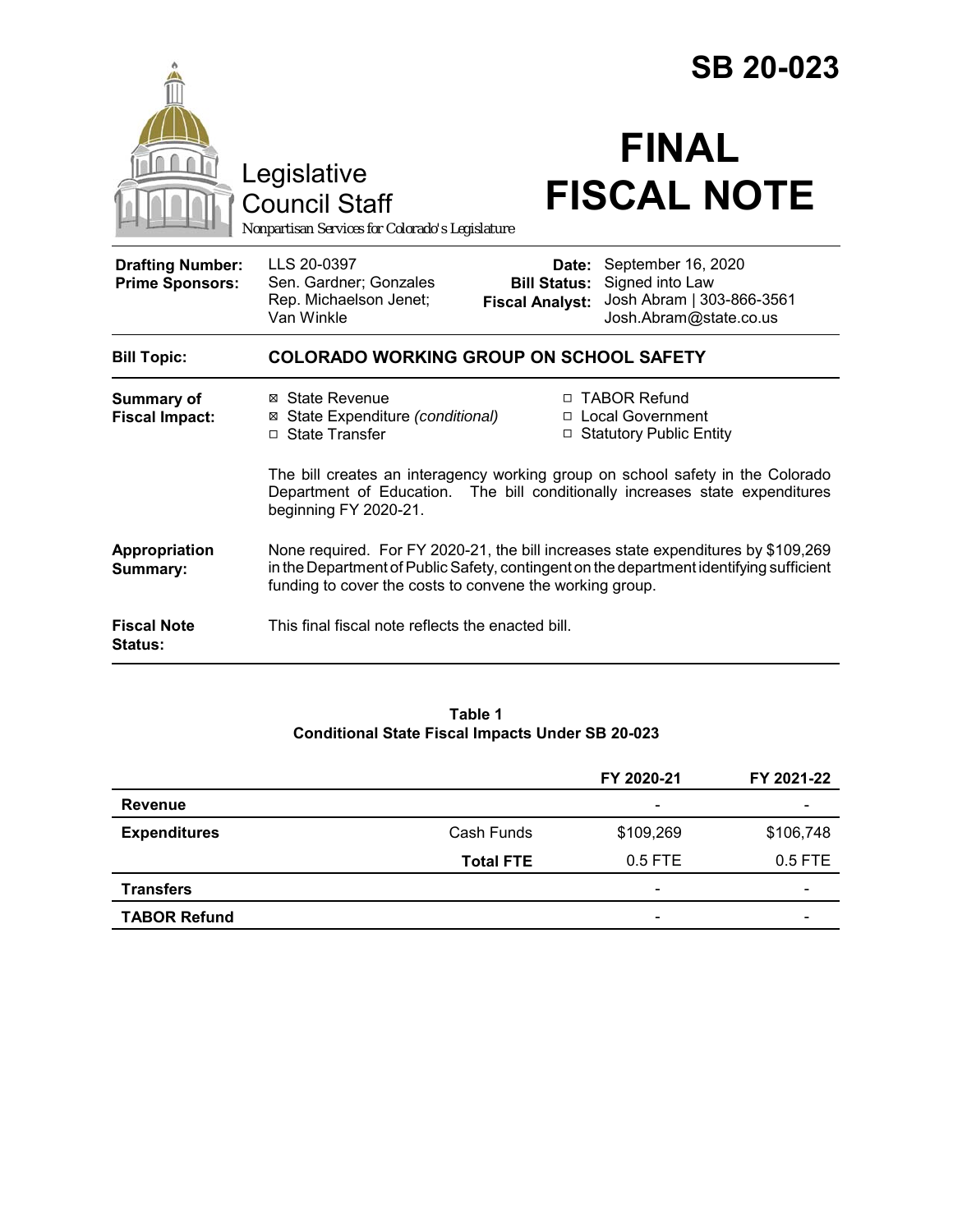# SB 20-023

Legislative Council Staff

*Nonpartisan Services for Colorado's Legislature*

# FINAL FISCAL NOTE

| | | | |
|---|---|---|---|
| **Drafting Number:** | LLS 20-0397 | **Date:** | September 16, 2020 |
| **Prime Sponsors:** | Sen. Gardner; Gonzales<br>Rep. Michaelson Jenet; Van Winkle | **Bill Status:** | Signed into Law |
| | | **Fiscal Analyst:** | Josh Abram \| 303-866-3561<br>Josh.Abram@state.co.us |

**Bill Topic:** **COLORADO WORKING GROUP ON SCHOOL SAFETY**

**Summary of Fiscal Impact:**

- ☒ State Revenue
- ☒ State Expenditure *(conditional)*
- ☐ State Transfer
- ☐ TABOR Refund
- ☐ Local Government
- ☐ Statutory Public Entity

The bill creates an interagency working group on school safety in the Colorado Department of Education. The bill conditionally increases state expenditures beginning FY 2020-21.

**Appropriation Summary:** None required. For FY 2020-21, the bill increases state expenditures by $109,269 in the Department of Public Safety, contingent on the department identifying sufficient funding to cover the costs to convene the working group.

**Fiscal Note Status:** This final fiscal note reflects the enacted bill.

**Table 1**
**Conditional State Fiscal Impacts Under SB 20-023**

| | | FY 2020-21 | FY 2021-22 |
|---|---|---|---|
| **Revenue** | | - | - |
| **Expenditures** | Cash Funds | $109,269 | $106,748 |
| | **Total FTE** | 0.5 FTE | 0.5 FTE |
| **Transfers** | | - | - |
| **TABOR Refund** | | - | - |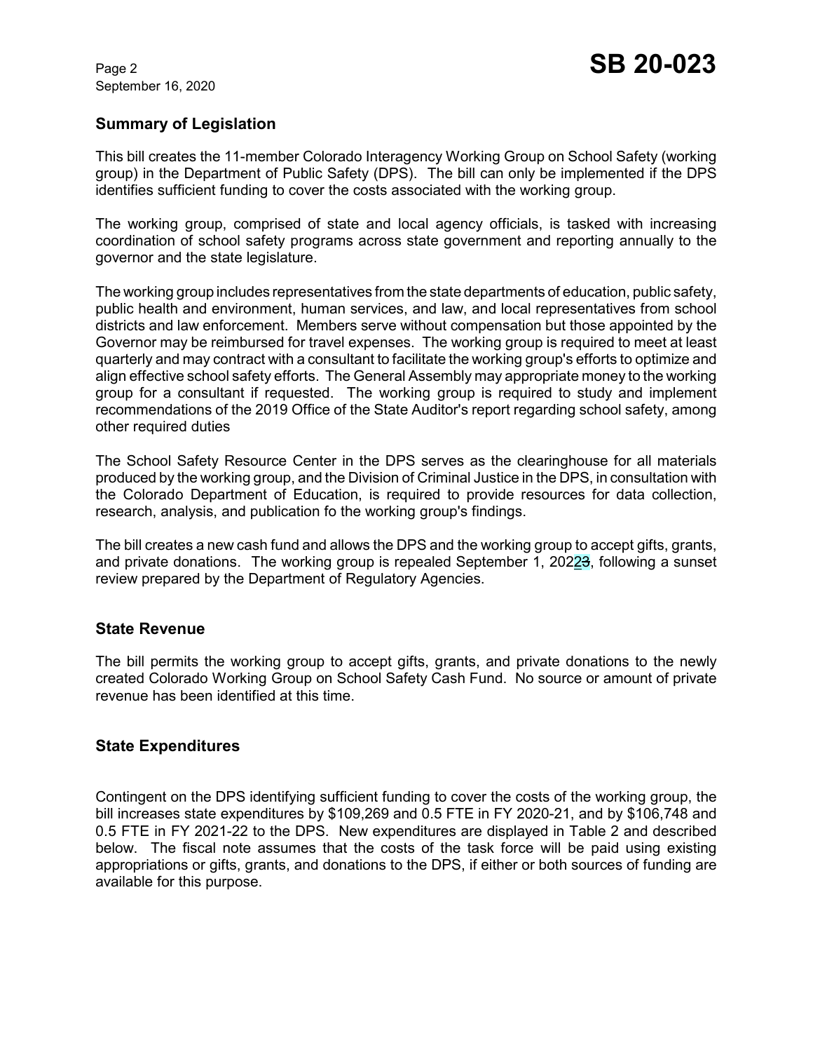## Summary of Legislation

This bill creates the 11-member Colorado Interagency Working Group on School Safety (working group) in the Department of Public Safety (DPS). The bill can only be implemented if the DPS identifies sufficient funding to cover the costs associated with the working group.

The working group, comprised of state and local agency officials, is tasked with increasing coordination of school safety programs across state government and reporting annually to the governor and the state legislature.

The working group includes representatives from the state departments of education, public safety, public health and environment, human services, and law, and local representatives from school districts and law enforcement. Members serve without compensation but those appointed by the Governor may be reimbursed for travel expenses. The working group is required to meet at least quarterly and may contract with a consultant to facilitate the working group's efforts to optimize and align effective school safety efforts. The General Assembly may appropriate money to the working group for a consultant if requested. The working group is required to study and implement recommendations of the 2019 Office of the State Auditor's report regarding school safety, among other required duties

The School Safety Resource Center in the DPS serves as the clearinghouse for all materials produced by the working group, and the Division of Criminal Justice in the DPS, in consultation with the Colorado Department of Education, is required to provide resources for data collection, research, analysis, and publication fo the working group's findings.

The bill creates a new cash fund and allows the DPS and the working group to accept gifts, grants, and private donations. The working group is repealed September 1, 2022~~3~~, following a sunset review prepared by the Department of Regulatory Agencies.

## State Revenue

The bill permits the working group to accept gifts, grants, and private donations to the newly created Colorado Working Group on School Safety Cash Fund. No source or amount of private revenue has been identified at this time.

## State Expenditures

Contingent on the DPS identifying sufficient funding to cover the costs of the working group, the bill increases state expenditures by $109,269 and 0.5 FTE in FY 2020-21, and by $106,748 and 0.5 FTE in FY 2021-22 to the DPS. New expenditures are displayed in Table 2 and described below. The fiscal note assumes that the costs of the task force will be paid using existing appropriations or gifts, grants, and donations to the DPS, if either or both sources of funding are available for this purpose.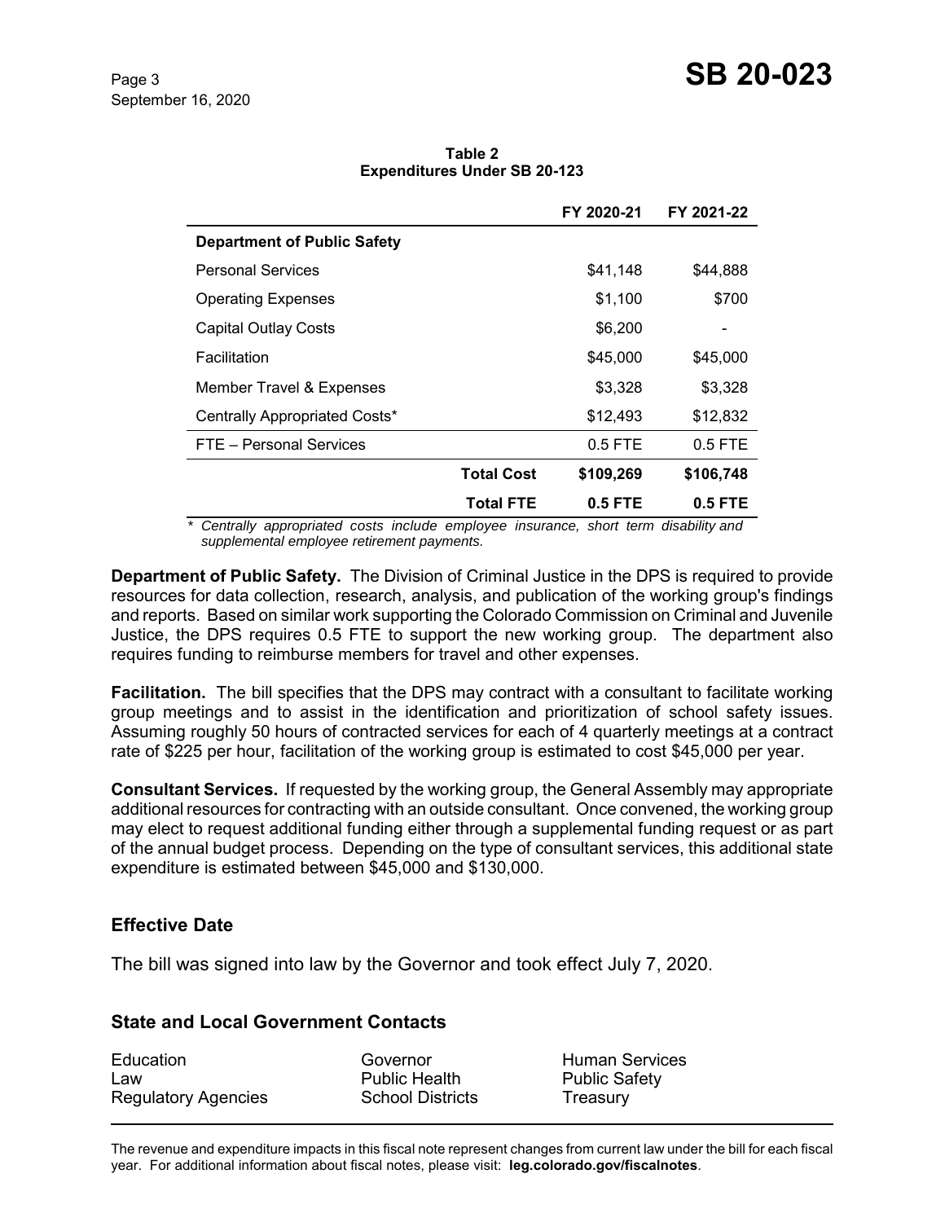**Table 2**
**Expenditures Under SB 20-123**

| | | FY 2020-21 | FY 2021-22 |
|---|---|---|---|
| **Department of Public Safety** | | | |
| Personal Services | | $41,148 | $44,888 |
| Operating Expenses | | $1,100 | $700 |
| Capital Outlay Costs | | $6,200 | - |
| Facilitation | | $45,000 | $45,000 |
| Member Travel & Expenses | | $3,328 | $3,328 |
| Centrally Appropriated Costs* | | $12,493 | $12,832 |
| FTE – Personal Services | | 0.5 FTE | 0.5 FTE |
| | **Total Cost** | **$109,269** | **$106,748** |
| | **Total FTE** | **0.5 FTE** | **0.5 FTE** |

*\* Centrally appropriated costs include employee insurance, short term disability and supplemental employee retirement payments.*

**Department of Public Safety.** The Division of Criminal Justice in the DPS is required to provide resources for data collection, research, analysis, and publication of the working group's findings and reports. Based on similar work supporting the Colorado Commission on Criminal and Juvenile Justice, the DPS requires 0.5 FTE to support the new working group. The department also requires funding to reimburse members for travel and other expenses.

**Facilitation.** The bill specifies that the DPS may contract with a consultant to facilitate working group meetings and to assist in the identification and prioritization of school safety issues. Assuming roughly 50 hours of contracted services for each of 4 quarterly meetings at a contract rate of $225 per hour, facilitation of the working group is estimated to cost $45,000 per year.

**Consultant Services.** If requested by the working group, the General Assembly may appropriate additional resources for contracting with an outside consultant. Once convened, the working group may elect to request additional funding either through a supplemental funding request or as part of the annual budget process. Depending on the type of consultant services, this additional state expenditure is estimated between $45,000 and $130,000.

## Effective Date

The bill was signed into law by the Governor and took effect July 7, 2020.

## State and Local Government Contacts

| | | |
|---|---|---|
| Education | Governor | Human Services |
| Law | Public Health | Public Safety |
| Regulatory Agencies | School Districts | Treasury |

The revenue and expenditure impacts in this fiscal note represent changes from current law under the bill for each fiscal year. For additional information about fiscal notes, please visit: **leg.colorado.gov/fiscalnotes**.